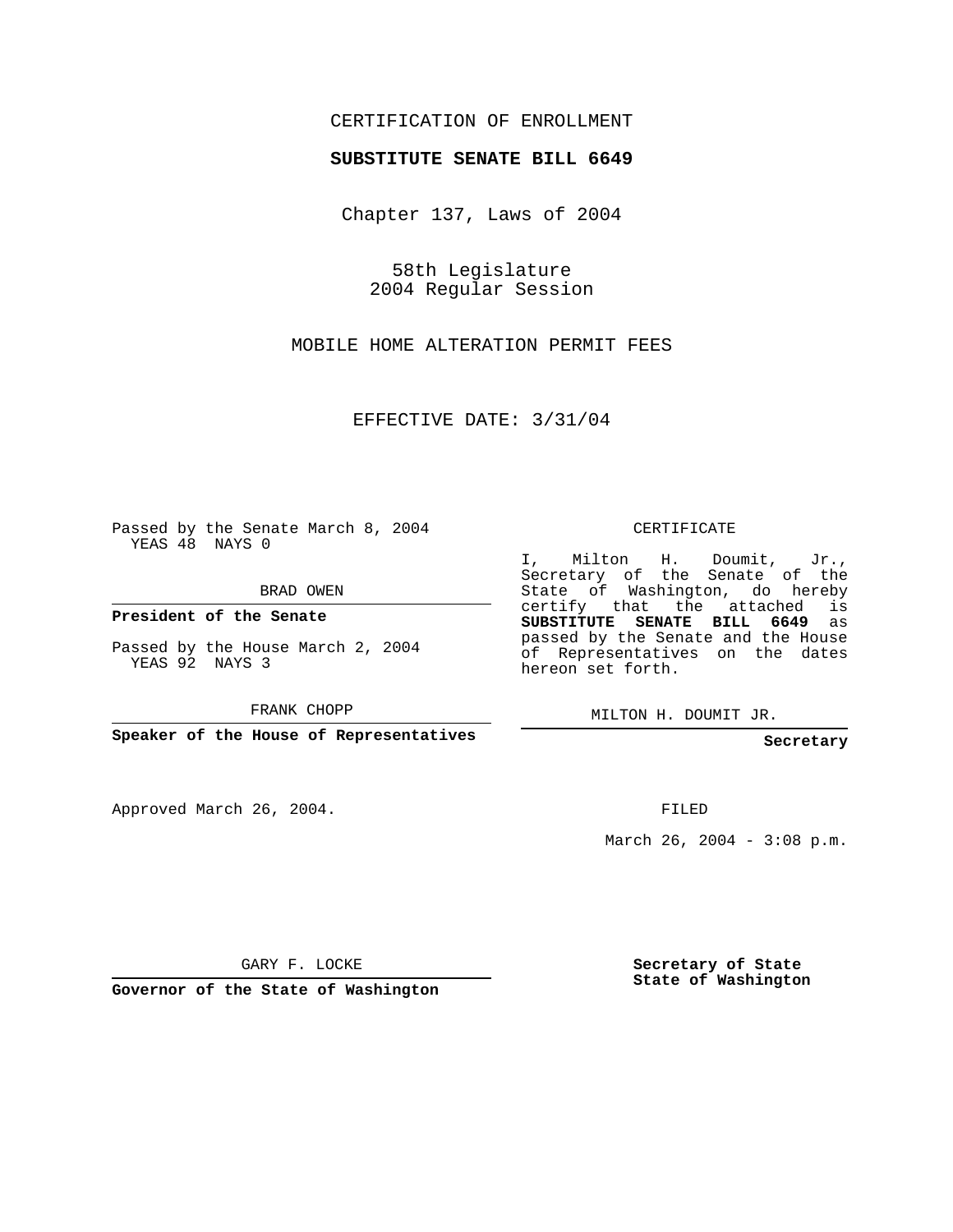CERTIFICATION OF ENROLLMENT

**SUBSTITUTE SENATE BILL 6649**

Chapter 137, Laws of 2004

58th Legislature
2004 Regular Session

MOBILE HOME ALTERATION PERMIT FEES

EFFECTIVE DATE: 3/31/04

Passed by the Senate March 8, 2004
YEAS 48 NAYS 0

BRAD OWEN

**President of the Senate**

Passed by the House March 2, 2004
YEAS 92 NAYS 3

FRANK CHOPP

**Speaker of the House of Representatives**

CERTIFICATE

I, Milton H. Doumit, Jr., Secretary of the Senate of the State of Washington, do hereby certify that the attached is **SUBSTITUTE SENATE BILL 6649** as passed by the Senate and the House of Representatives on the dates hereon set forth.

MILTON H. DOUMIT JR.

**Secretary**

Approved March 26, 2004.

FILED

March 26, 2004 - 3:08 p.m.

GARY F. LOCKE

**Governor of the State of Washington**

**Secretary of State**
**State of Washington**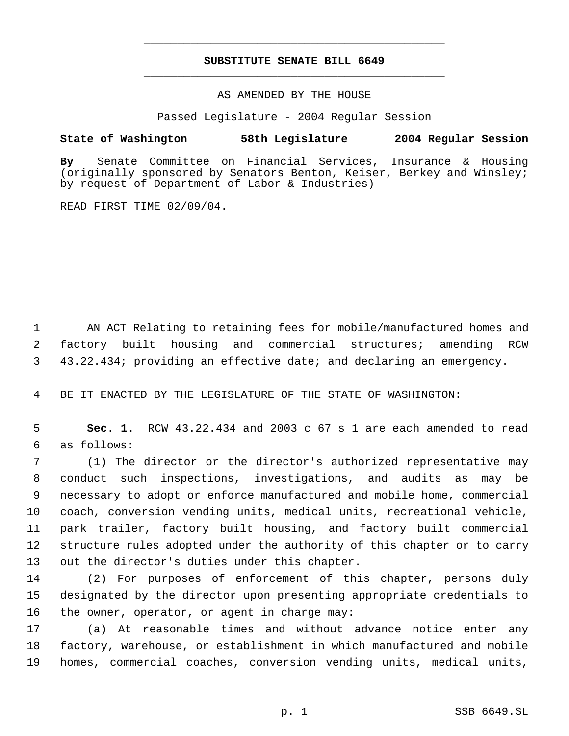# SUBSTITUTE SENATE BILL 6649

AS AMENDED BY THE HOUSE

Passed Legislature - 2004 Regular Session

**State of Washington 58th Legislature 2004 Regular Session**

**By** Senate Committee on Financial Services, Insurance & Housing (originally sponsored by Senators Benton, Keiser, Berkey and Winsley; by request of Department of Labor & Industries)

READ FIRST TIME 02/09/04.

AN ACT Relating to retaining fees for mobile/manufactured homes and factory built housing and commercial structures; amending RCW 43.22.434; providing an effective date; and declaring an emergency.

BE IT ENACTED BY THE LEGISLATURE OF THE STATE OF WASHINGTON:

**Sec. 1.** RCW 43.22.434 and 2003 c 67 s 1 are each amended to read as follows:

(1) The director or the director's authorized representative may conduct such inspections, investigations, and audits as may be necessary to adopt or enforce manufactured and mobile home, commercial coach, conversion vending units, medical units, recreational vehicle, park trailer, factory built housing, and factory built commercial structure rules adopted under the authority of this chapter or to carry out the director's duties under this chapter.

(2) For purposes of enforcement of this chapter, persons duly designated by the director upon presenting appropriate credentials to the owner, operator, or agent in charge may:

(a) At reasonable times and without advance notice enter any factory, warehouse, or establishment in which manufactured and mobile homes, commercial coaches, conversion vending units, medical units,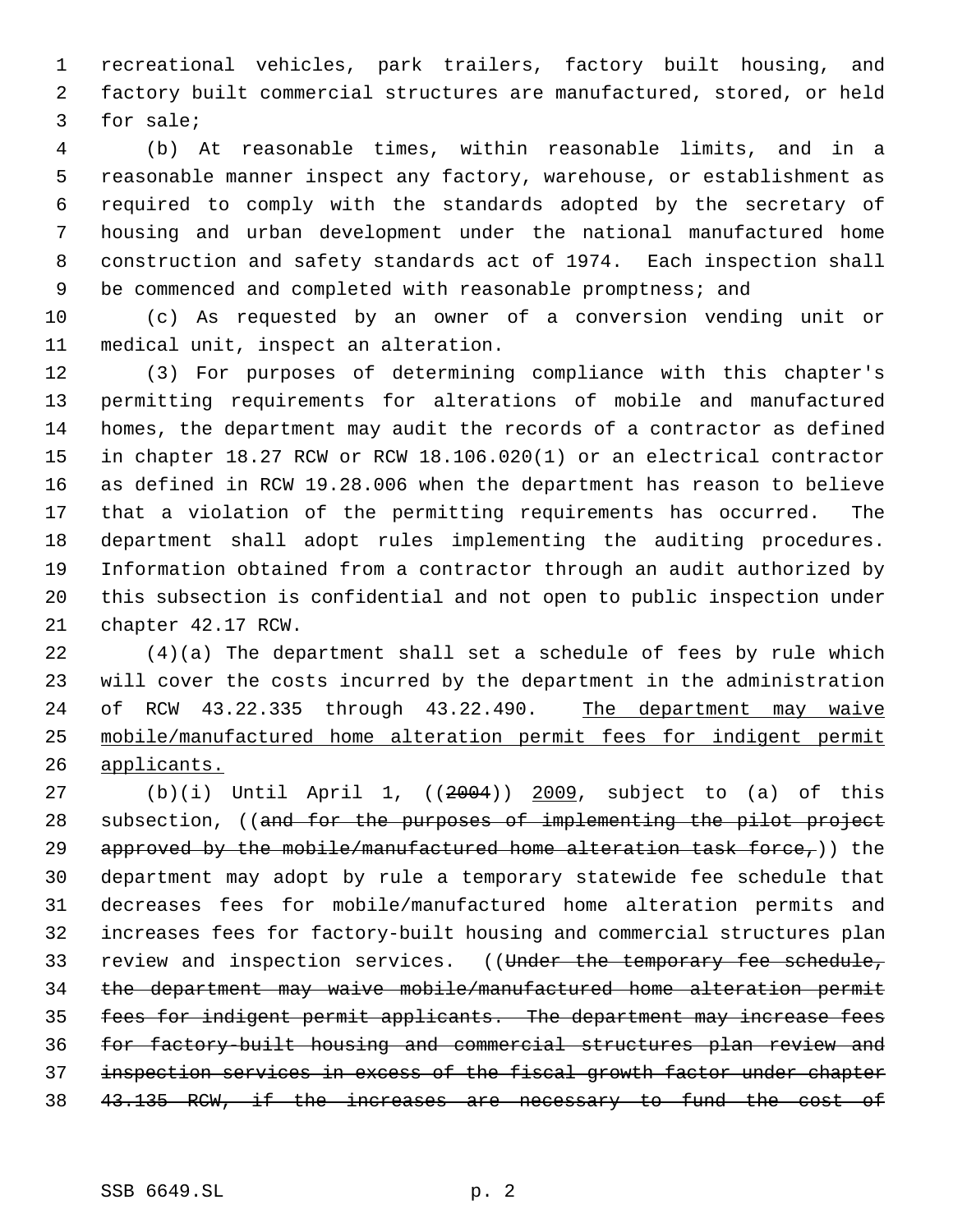recreational vehicles, park trailers, factory built housing, and factory built commercial structures are manufactured, stored, or held for sale;

(b) At reasonable times, within reasonable limits, and in a reasonable manner inspect any factory, warehouse, or establishment as required to comply with the standards adopted by the secretary of housing and urban development under the national manufactured home construction and safety standards act of 1974. Each inspection shall be commenced and completed with reasonable promptness; and

(c) As requested by an owner of a conversion vending unit or medical unit, inspect an alteration.

(3) For purposes of determining compliance with this chapter's permitting requirements for alterations of mobile and manufactured homes, the department may audit the records of a contractor as defined in chapter 18.27 RCW or RCW 18.106.020(1) or an electrical contractor as defined in RCW 19.28.006 when the department has reason to believe that a violation of the permitting requirements has occurred. The department shall adopt rules implementing the auditing procedures. Information obtained from a contractor through an audit authorized by this subsection is confidential and not open to public inspection under chapter 42.17 RCW.

(4)(a) The department shall set a schedule of fees by rule which will cover the costs incurred by the department in the administration of RCW 43.22.335 through 43.22.490. <u>The department may waive mobile/manufactured home alteration permit fees for indigent permit applicants.</u>

(b)(i) Until April 1, ((~~2004~~)) <u>2009</u>, subject to (a) of this subsection, ((~~and for the purposes of implementing the pilot project approved by the mobile/manufactured home alteration task force,~~)) the department may adopt by rule a temporary statewide fee schedule that decreases fees for mobile/manufactured home alteration permits and increases fees for factory-built housing and commercial structures plan review and inspection services. ((~~Under the temporary fee schedule, the department may waive mobile/manufactured home alteration permit fees for indigent permit applicants. The department may increase fees for factory-built housing and commercial structures plan review and inspection services in excess of the fiscal growth factor under chapter 43.135 RCW, if the increases are necessary to fund the cost of~~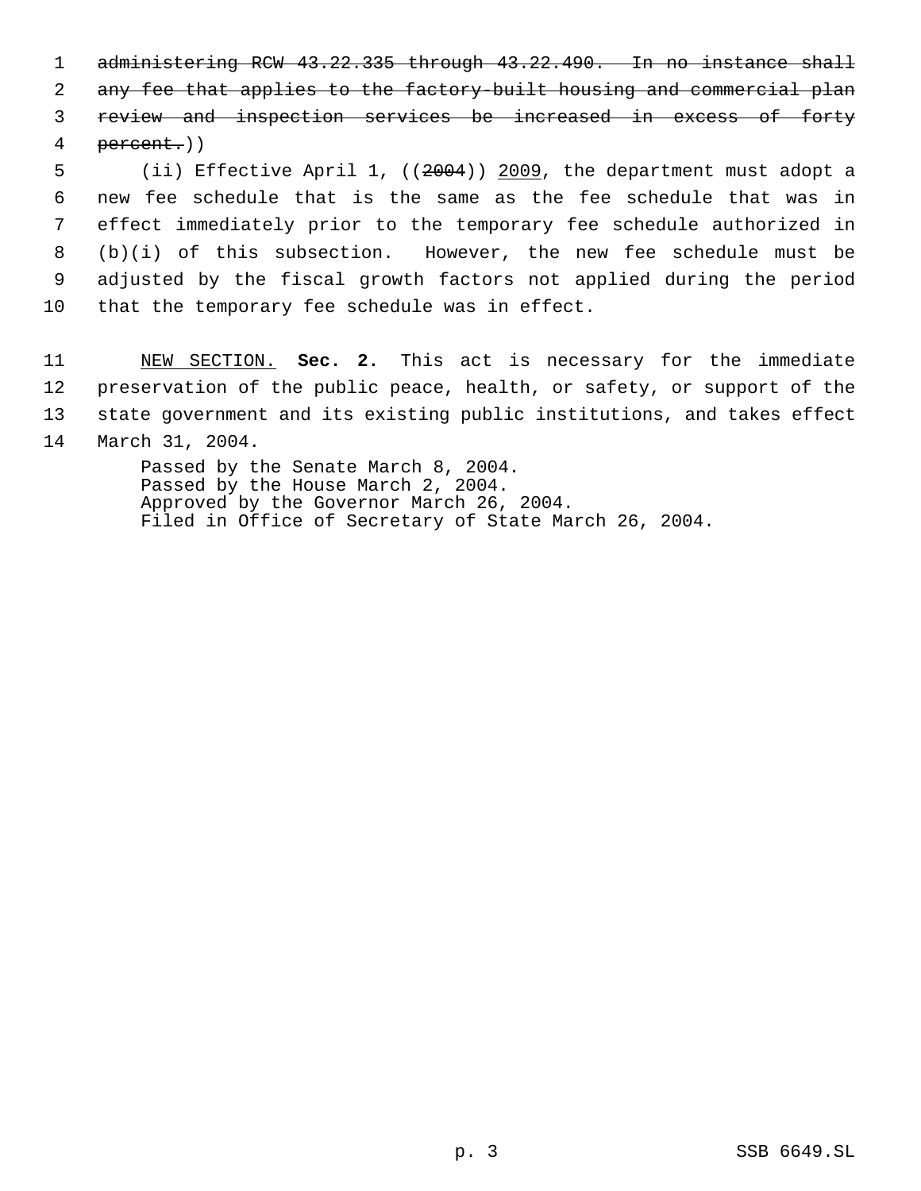~~administering RCW 43.22.335 through 43.22.490. In no instance shall any fee that applies to the factory-built housing and commercial plan review and inspection services be increased in excess of forty percent.~~))

(ii) Effective April 1, ((~~2004~~)) <u>2009</u>, the department must adopt a new fee schedule that is the same as the fee schedule that was in effect immediately prior to the temporary fee schedule authorized in (b)(i) of this subsection. However, the new fee schedule must be adjusted by the fiscal growth factors not applied during the period that the temporary fee schedule was in effect.

<u>NEW SECTION.</u> **Sec. 2.** This act is necessary for the immediate preservation of the public peace, health, or safety, or support of the state government and its existing public institutions, and takes effect March 31, 2004.

Passed by the Senate March 8, 2004.
Passed by the House March 2, 2004.
Approved by the Governor March 26, 2004.
Filed in Office of Secretary of State March 26, 2004.